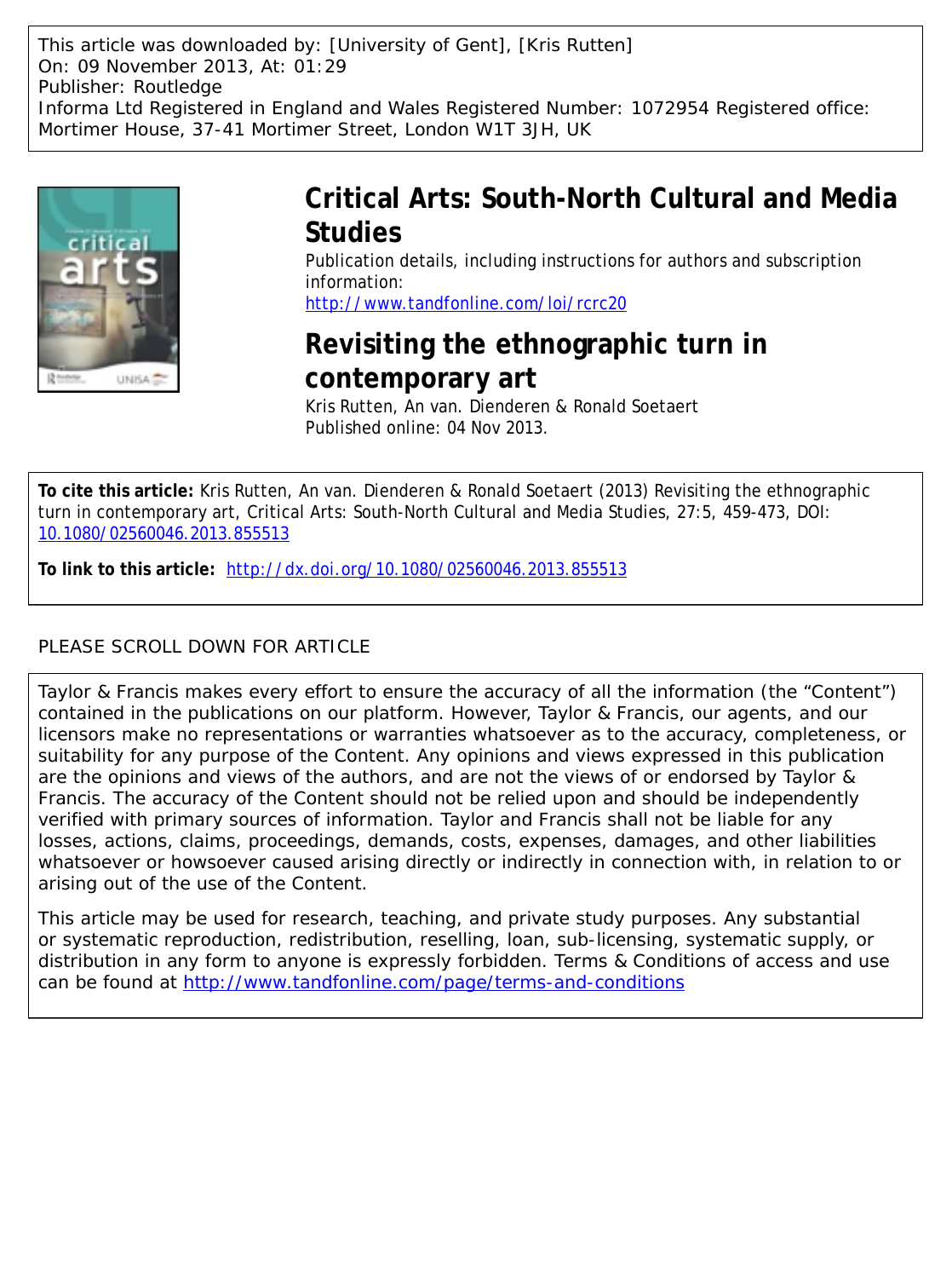This article was downloaded by: [University of Gent], [Kris Rutten]
On: 09 November 2013, At: 01:29
Publisher: Routledge
Informa Ltd Registered in England and Wales Registered Number: 1072954 Registered office: Mortimer House, 37-41 Mortimer Street, London W1T 3JH, UK

# Critical Arts: South-North Cultural and Media Studies

Publication details, including instructions for authors and subscription information:
http://www.tandfonline.com/loi/rcrc20

## Revisiting the ethnographic turn in contemporary art

Kris Rutten, An van. Dienderen & Ronald Soetaert
Published online: 04 Nov 2013.

**To cite this article:** Kris Rutten, An van. Dienderen & Ronald Soetaert (2013) Revisiting the ethnographic turn in contemporary art, Critical Arts: South-North Cultural and Media Studies, 27:5, 459-473, DOI: 10.1080/02560046.2013.855513

**To link to this article:** http://dx.doi.org/10.1080/02560046.2013.855513

PLEASE SCROLL DOWN FOR ARTICLE

Taylor & Francis makes every effort to ensure the accuracy of all the information (the "Content") contained in the publications on our platform. However, Taylor & Francis, our agents, and our licensors make no representations or warranties whatsoever as to the accuracy, completeness, or suitability for any purpose of the Content. Any opinions and views expressed in this publication are the opinions and views of the authors, and are not the views of or endorsed by Taylor & Francis. The accuracy of the Content should not be relied upon and should be independently verified with primary sources of information. Taylor and Francis shall not be liable for any losses, actions, claims, proceedings, demands, costs, expenses, damages, and other liabilities whatsoever or howsoever caused arising directly or indirectly in connection with, in relation to or arising out of the use of the Content.

This article may be used for research, teaching, and private study purposes. Any substantial or systematic reproduction, redistribution, reselling, loan, sub-licensing, systematic supply, or distribution in any form to anyone is expressly forbidden. Terms & Conditions of access and use can be found at http://www.tandfonline.com/page/terms-and-conditions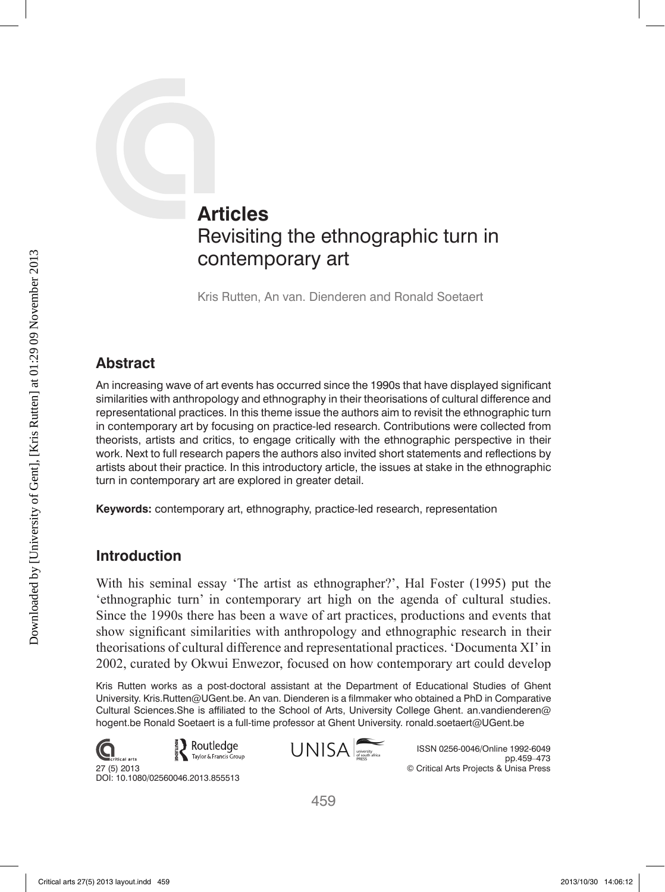# Articles

## Revisiting the ethnographic turn in contemporary art

Kris Rutten, An van. Dienderen and Ronald Soetaert

### Abstract

An increasing wave of art events has occurred since the 1990s that have displayed significant similarities with anthropology and ethnography in their theorisations of cultural difference and representational practices. In this theme issue the authors aim to revisit the ethnographic turn in contemporary art by focusing on practice-led research. Contributions were collected from theorists, artists and critics, to engage critically with the ethnographic perspective in their work. Next to full research papers the authors also invited short statements and reflections by artists about their practice. In this introductory article, the issues at stake in the ethnographic turn in contemporary art are explored in greater detail.

**Keywords:** contemporary art, ethnography, practice-led research, representation

### Introduction

With his seminal essay 'The artist as ethnographer?', Hal Foster (1995) put the 'ethnographic turn' in contemporary art high on the agenda of cultural studies. Since the 1990s there has been a wave of art practices, productions and events that show significant similarities with anthropology and ethnographic research in their theorisations of cultural difference and representational practices. 'Documenta XI' in 2002, curated by Okwui Enwezor, focused on how contemporary art could develop

Kris Rutten works as a post-doctoral assistant at the Department of Educational Studies of Ghent University. Kris.Rutten@UGent.be. An van. Dienderen is a filmmaker who obtained a PhD in Comparative Cultural Sciences.She is affiliated to the School of Arts, University College Ghent. an.vandienderen@hogent.be Ronald Soetaert is a full-time professor at Ghent University. ronald.soetaert@UGent.be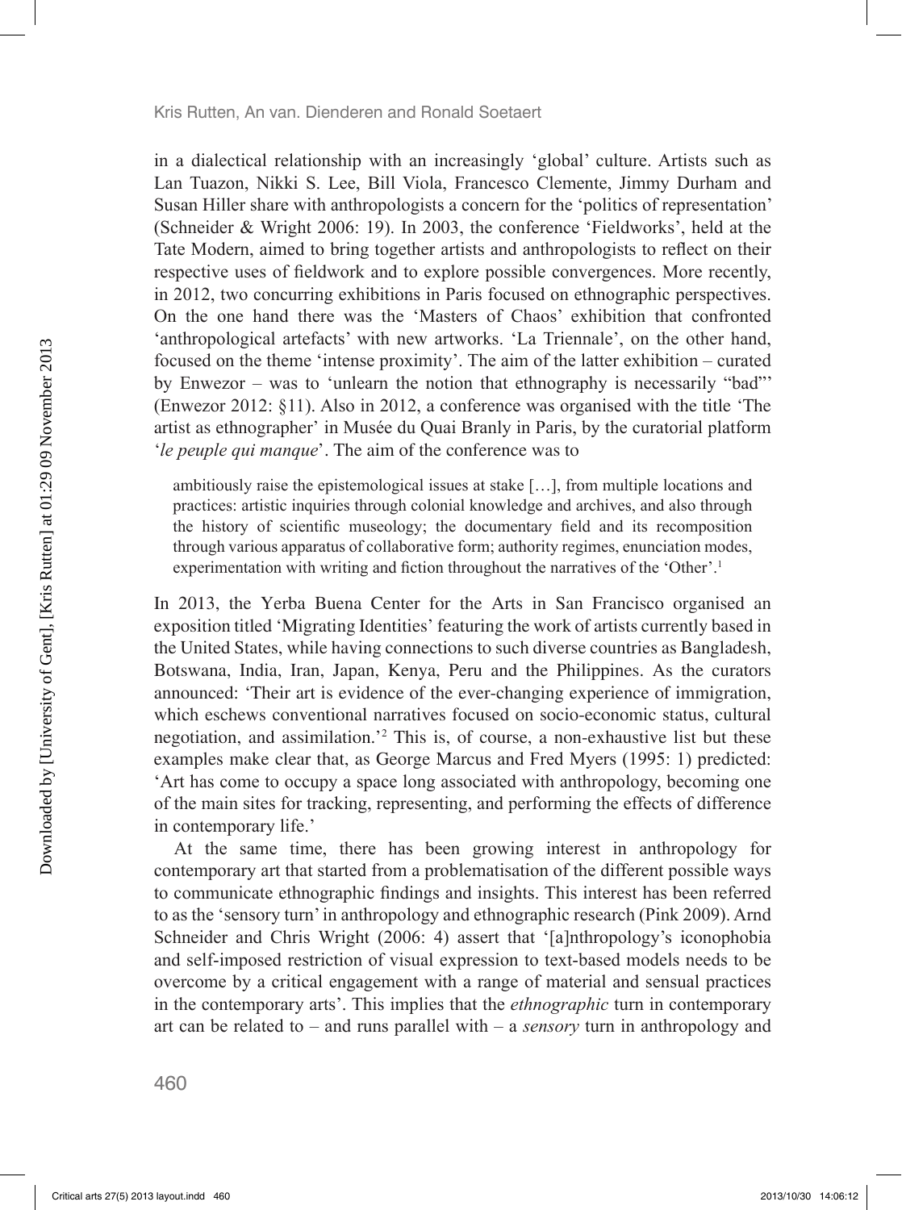in a dialectical relationship with an increasingly 'global' culture. Artists such as Lan Tuazon, Nikki S. Lee, Bill Viola, Francesco Clemente, Jimmy Durham and Susan Hiller share with anthropologists a concern for the 'politics of representation' (Schneider & Wright 2006: 19). In 2003, the conference 'Fieldworks', held at the Tate Modern, aimed to bring together artists and anthropologists to reflect on their respective uses of fieldwork and to explore possible convergences. More recently, in 2012, two concurring exhibitions in Paris focused on ethnographic perspectives. On the one hand there was the 'Masters of Chaos' exhibition that confronted 'anthropological artefacts' with new artworks. 'La Triennale', on the other hand, focused on the theme 'intense proximity'. The aim of the latter exhibition – curated by Enwezor – was to 'unlearn the notion that ethnography is necessarily "bad"' (Enwezor 2012: §11). Also in 2012, a conference was organised with the title 'The artist as ethnographer' in Musée du Quai Branly in Paris, by the curatorial platform '*le peuple qui manque*'. The aim of the conference was to

> ambitiously raise the epistemological issues at stake […], from multiple locations and practices: artistic inquiries through colonial knowledge and archives, and also through the history of scientific museology; the documentary field and its recomposition through various apparatus of collaborative form; authority regimes, enunciation modes, experimentation with writing and fiction throughout the narratives of the 'Other'.[1]

In 2013, the Yerba Buena Center for the Arts in San Francisco organised an exposition titled 'Migrating Identities' featuring the work of artists currently based in the United States, while having connections to such diverse countries as Bangladesh, Botswana, India, Iran, Japan, Kenya, Peru and the Philippines. As the curators announced: 'Their art is evidence of the ever-changing experience of immigration, which eschews conventional narratives focused on socio-economic status, cultural negotiation, and assimilation.'[2] This is, of course, a non-exhaustive list but these examples make clear that, as George Marcus and Fred Myers (1995: 1) predicted: 'Art has come to occupy a space long associated with anthropology, becoming one of the main sites for tracking, representing, and performing the effects of difference in contemporary life.'

At the same time, there has been growing interest in anthropology for contemporary art that started from a problematisation of the different possible ways to communicate ethnographic findings and insights. This interest has been referred to as the 'sensory turn' in anthropology and ethnographic research (Pink 2009). Arnd Schneider and Chris Wright (2006: 4) assert that '[a]nthropology's iconophobia and self-imposed restriction of visual expression to text-based models needs to be overcome by a critical engagement with a range of material and sensual practices in the contemporary arts'. This implies that the *ethnographic* turn in contemporary art can be related to – and runs parallel with – a *sensory* turn in anthropology and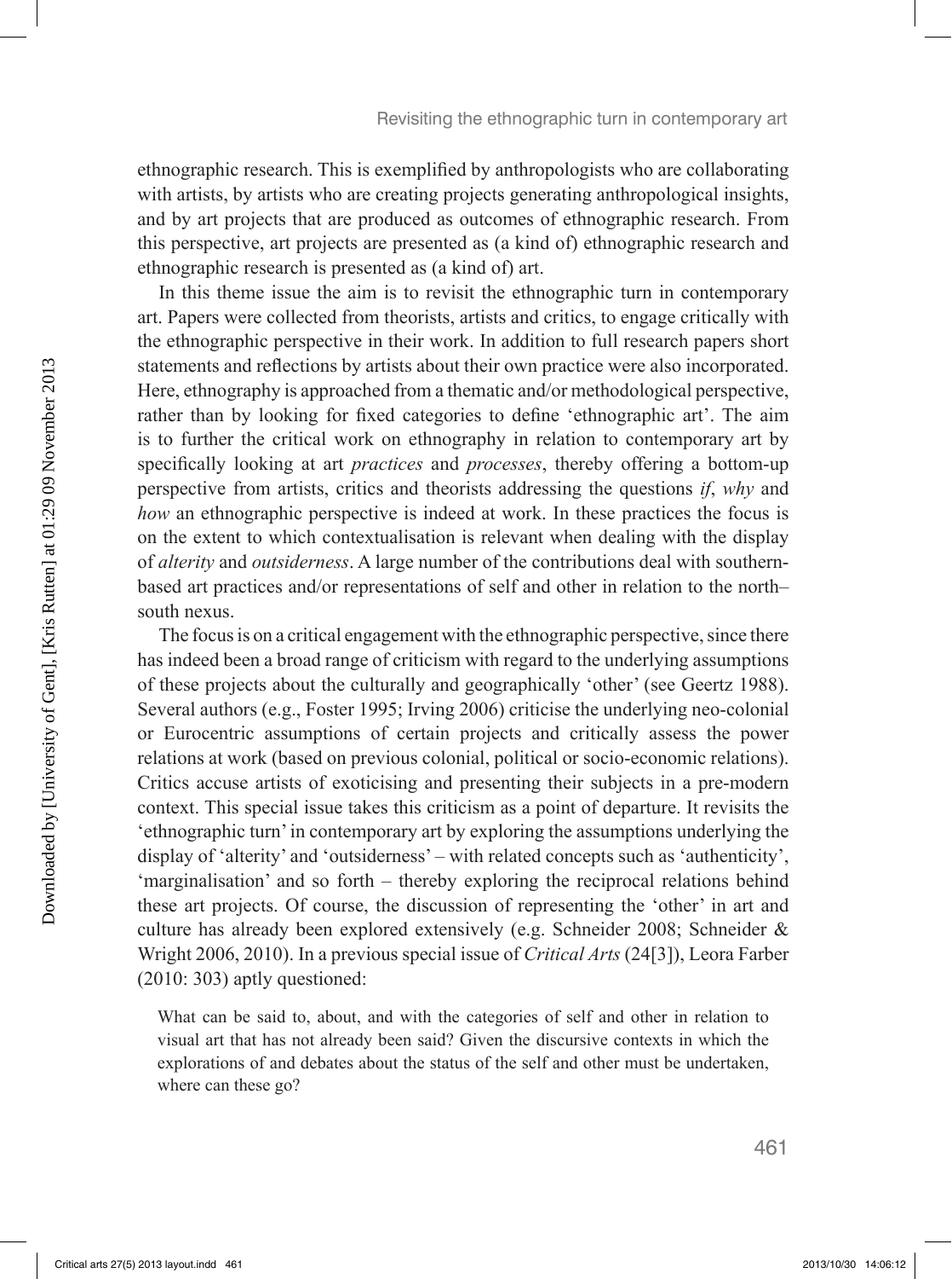ethnographic research. This is exemplified by anthropologists who are collaborating with artists, by artists who are creating projects generating anthropological insights, and by art projects that are produced as outcomes of ethnographic research. From this perspective, art projects are presented as (a kind of) ethnographic research and ethnographic research is presented as (a kind of) art.

In this theme issue the aim is to revisit the ethnographic turn in contemporary art. Papers were collected from theorists, artists and critics, to engage critically with the ethnographic perspective in their work. In addition to full research papers short statements and reflections by artists about their own practice were also incorporated. Here, ethnography is approached from a thematic and/or methodological perspective, rather than by looking for fixed categories to define 'ethnographic art'. The aim is to further the critical work on ethnography in relation to contemporary art by specifically looking at art *practices* and *processes*, thereby offering a bottom-up perspective from artists, critics and theorists addressing the questions *if*, *why* and *how* an ethnographic perspective is indeed at work. In these practices the focus is on the extent to which contextualisation is relevant when dealing with the display of *alterity* and *outsiderness*. A large number of the contributions deal with southern-based art practices and/or representations of self and other in relation to the north–south nexus.

The focus is on a critical engagement with the ethnographic perspective, since there has indeed been a broad range of criticism with regard to the underlying assumptions of these projects about the culturally and geographically 'other' (see Geertz 1988). Several authors (e.g., Foster 1995; Irving 2006) criticise the underlying neo-colonial or Eurocentric assumptions of certain projects and critically assess the power relations at work (based on previous colonial, political or socio-economic relations). Critics accuse artists of exoticising and presenting their subjects in a pre-modern context. This special issue takes this criticism as a point of departure. It revisits the 'ethnographic turn' in contemporary art by exploring the assumptions underlying the display of 'alterity' and 'outsiderness' – with related concepts such as 'authenticity', 'marginalisation' and so forth – thereby exploring the reciprocal relations behind these art projects. Of course, the discussion of representing the 'other' in art and culture has already been explored extensively (e.g. Schneider 2008; Schneider & Wright 2006, 2010). In a previous special issue of *Critical Arts* (24[3]), Leora Farber (2010: 303) aptly questioned:

> What can be said to, about, and with the categories of self and other in relation to visual art that has not already been said? Given the discursive contexts in which the explorations of and debates about the status of the self and other must be undertaken, where can these go?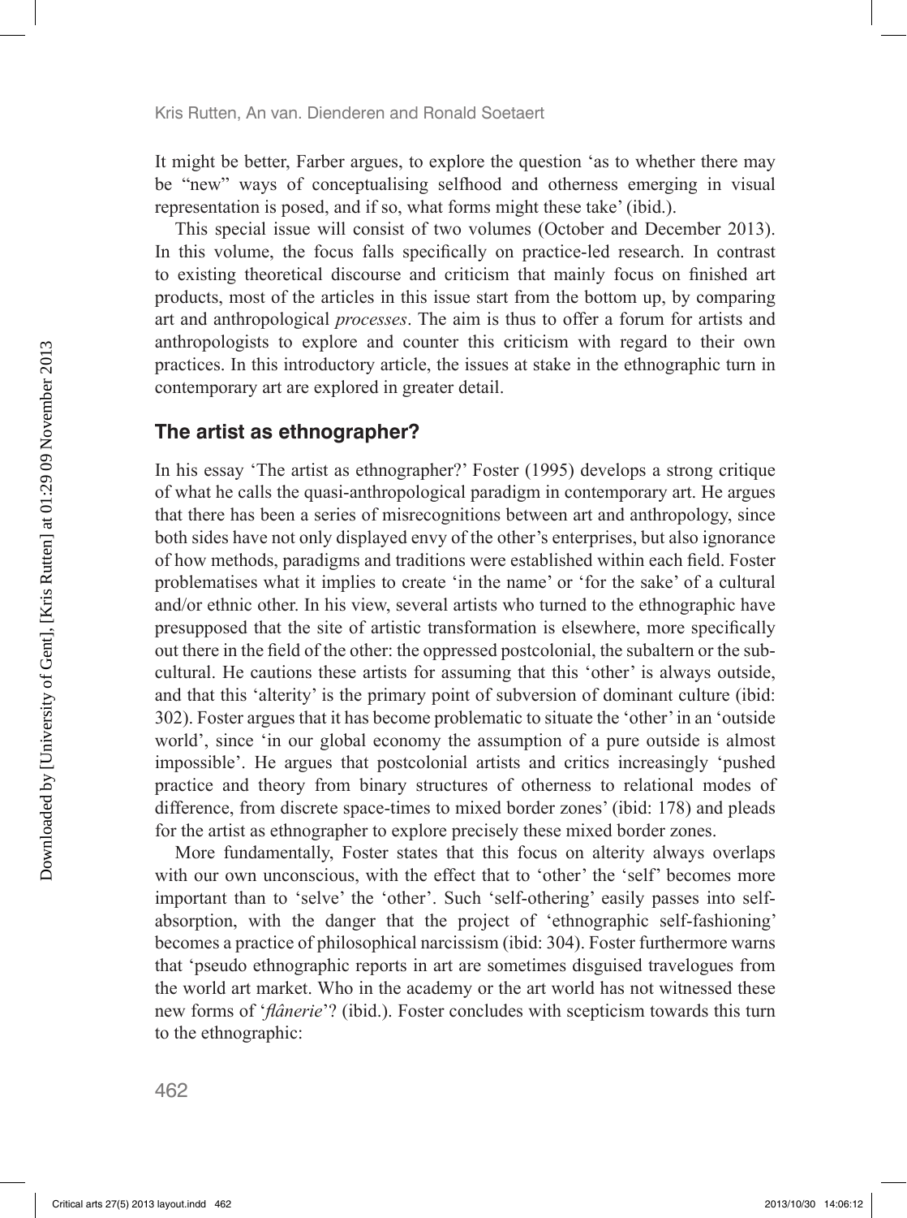It might be better, Farber argues, to explore the question 'as to whether there may be "new" ways of conceptualising selfhood and otherness emerging in visual representation is posed, and if so, what forms might these take' (ibid.).

This special issue will consist of two volumes (October and December 2013). In this volume, the focus falls specifically on practice-led research. In contrast to existing theoretical discourse and criticism that mainly focus on finished art products, most of the articles in this issue start from the bottom up, by comparing art and anthropological *processes*. The aim is thus to offer a forum for artists and anthropologists to explore and counter this criticism with regard to their own practices. In this introductory article, the issues at stake in the ethnographic turn in contemporary art are explored in greater detail.

## The artist as ethnographer?

In his essay 'The artist as ethnographer?' Foster (1995) develops a strong critique of what he calls the quasi-anthropological paradigm in contemporary art. He argues that there has been a series of misrecognitions between art and anthropology, since both sides have not only displayed envy of the other's enterprises, but also ignorance of how methods, paradigms and traditions were established within each field. Foster problematises what it implies to create 'in the name' or 'for the sake' of a cultural and/or ethnic other. In his view, several artists who turned to the ethnographic have presupposed that the site of artistic transformation is elsewhere, more specifically out there in the field of the other: the oppressed postcolonial, the subaltern or the sub-cultural. He cautions these artists for assuming that this 'other' is always outside, and that this 'alterity' is the primary point of subversion of dominant culture (ibid: 302). Foster argues that it has become problematic to situate the 'other' in an 'outside world', since 'in our global economy the assumption of a pure outside is almost impossible'. He argues that postcolonial artists and critics increasingly 'pushed practice and theory from binary structures of otherness to relational modes of difference, from discrete space-times to mixed border zones' (ibid: 178) and pleads for the artist as ethnographer to explore precisely these mixed border zones.

More fundamentally, Foster states that this focus on alterity always overlaps with our own unconscious, with the effect that to 'other' the 'self' becomes more important than to 'selve' the 'other'. Such 'self-othering' easily passes into self-absorption, with the danger that the project of 'ethnographic self-fashioning' becomes a practice of philosophical narcissism (ibid: 304). Foster furthermore warns that 'pseudo ethnographic reports in art are sometimes disguised travelogues from the world art market. Who in the academy or the art world has not witnessed these new forms of '*flânerie*'? (ibid.). Foster concludes with scepticism towards this turn to the ethnographic: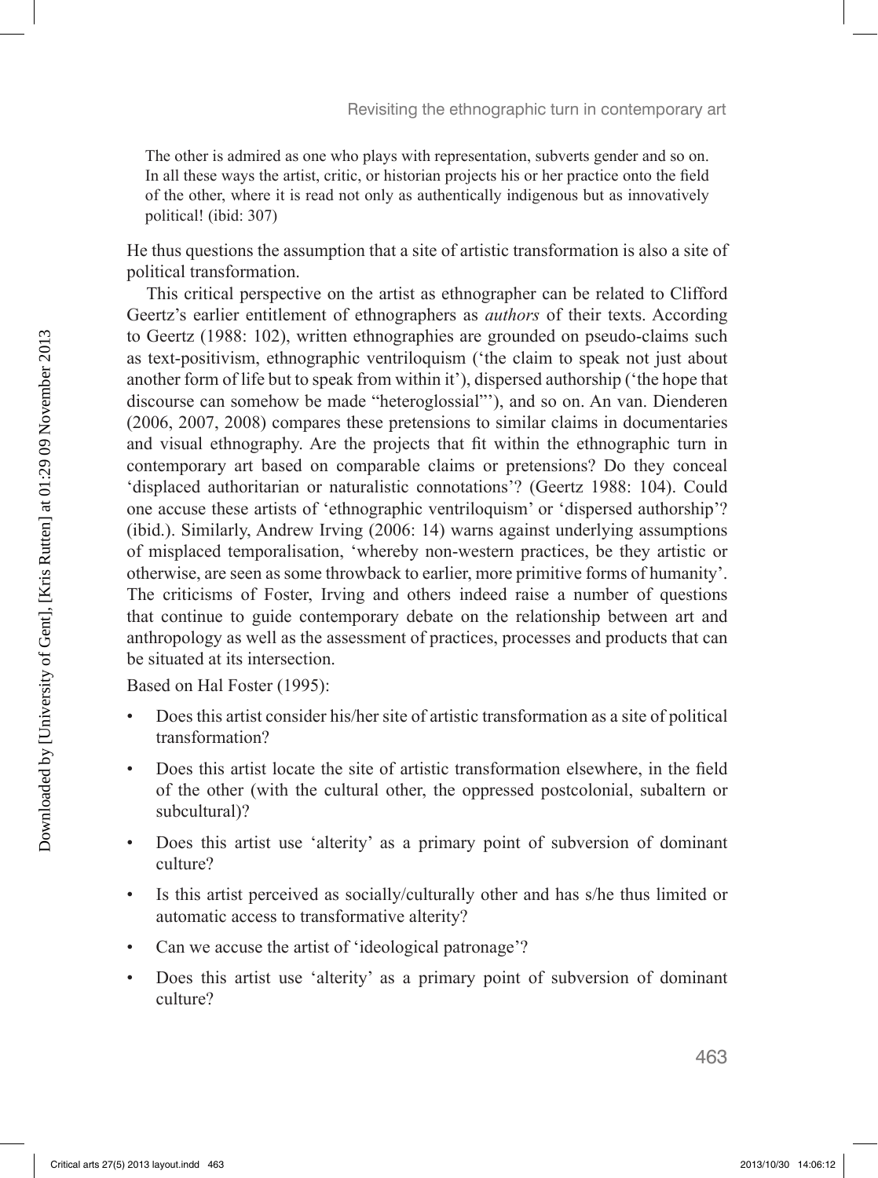> The other is admired as one who plays with representation, subverts gender and so on. In all these ways the artist, critic, or historian projects his or her practice onto the field of the other, where it is read not only as authentically indigenous but as innovatively political! (ibid: 307)

He thus questions the assumption that a site of artistic transformation is also a site of political transformation.

This critical perspective on the artist as ethnographer can be related to Clifford Geertz's earlier entitlement of ethnographers as *authors* of their texts. According to Geertz (1988: 102), written ethnographies are grounded on pseudo-claims such as text-positivism, ethnographic ventriloquism ('the claim to speak not just about another form of life but to speak from within it'), dispersed authorship ('the hope that discourse can somehow be made "heteroglossial"'), and so on. An van. Dienderen (2006, 2007, 2008) compares these pretensions to similar claims in documentaries and visual ethnography. Are the projects that fit within the ethnographic turn in contemporary art based on comparable claims or pretensions? Do they conceal 'displaced authoritarian or naturalistic connotations'? (Geertz 1988: 104). Could one accuse these artists of 'ethnographic ventriloquism' or 'dispersed authorship'? (ibid.). Similarly, Andrew Irving (2006: 14) warns against underlying assumptions of misplaced temporalisation, 'whereby non-western practices, be they artistic or otherwise, are seen as some throwback to earlier, more primitive forms of humanity'. The criticisms of Foster, Irving and others indeed raise a number of questions that continue to guide contemporary debate on the relationship between art and anthropology as well as the assessment of practices, processes and products that can be situated at its intersection.

Based on Hal Foster (1995):

- Does this artist consider his/her site of artistic transformation as a site of political transformation?
- Does this artist locate the site of artistic transformation elsewhere, in the field of the other (with the cultural other, the oppressed postcolonial, subaltern or subcultural)?
- Does this artist use 'alterity' as a primary point of subversion of dominant culture?
- Is this artist perceived as socially/culturally other and has s/he thus limited or automatic access to transformative alterity?
- Can we accuse the artist of 'ideological patronage'?
- Does this artist use 'alterity' as a primary point of subversion of dominant culture?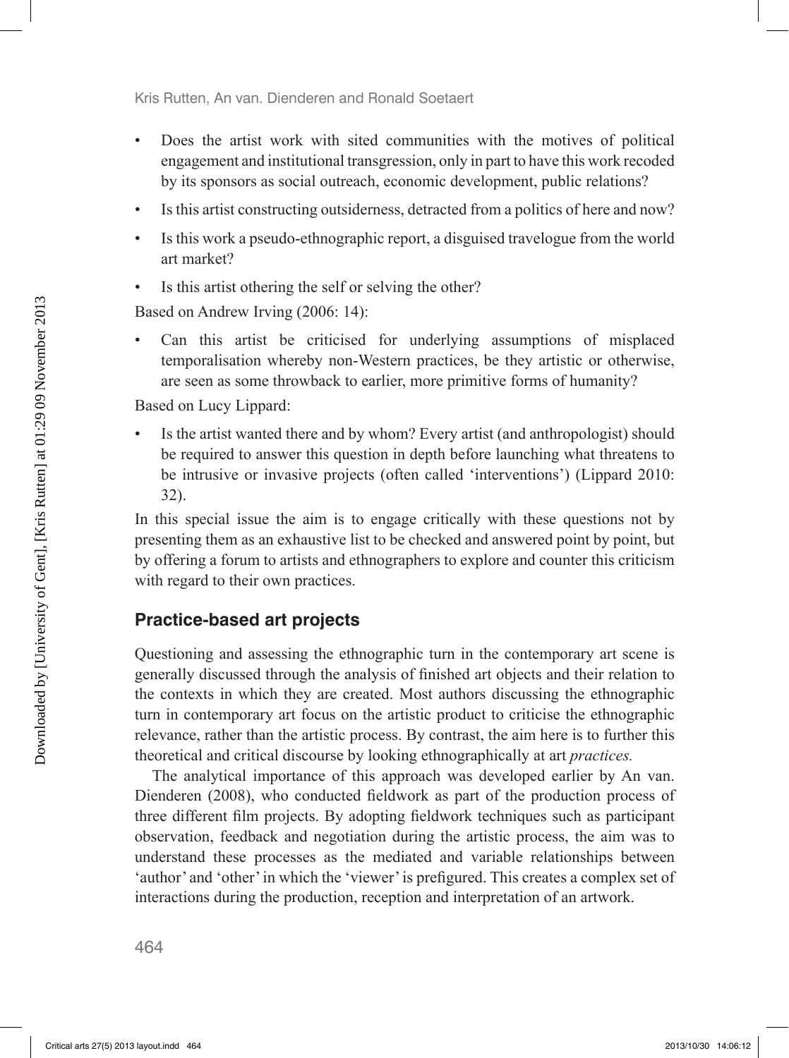- Does the artist work with sited communities with the motives of political engagement and institutional transgression, only in part to have this work recoded by its sponsors as social outreach, economic development, public relations?
- Is this artist constructing outsiderness, detracted from a politics of here and now?
- Is this work a pseudo-ethnographic report, a disguised travelogue from the world art market?
- Is this artist othering the self or selving the other?

Based on Andrew Irving (2006: 14):

- Can this artist be criticised for underlying assumptions of misplaced temporalisation whereby non-Western practices, be they artistic or otherwise, are seen as some throwback to earlier, more primitive forms of humanity?

Based on Lucy Lippard:

- Is the artist wanted there and by whom? Every artist (and anthropologist) should be required to answer this question in depth before launching what threatens to be intrusive or invasive projects (often called 'interventions') (Lippard 2010: 32).

In this special issue the aim is to engage critically with these questions not by presenting them as an exhaustive list to be checked and answered point by point, but by offering a forum to artists and ethnographers to explore and counter this criticism with regard to their own practices.

## Practice-based art projects

Questioning and assessing the ethnographic turn in the contemporary art scene is generally discussed through the analysis of finished art objects and their relation to the contexts in which they are created. Most authors discussing the ethnographic turn in contemporary art focus on the artistic product to criticise the ethnographic relevance, rather than the artistic process. By contrast, the aim here is to further this theoretical and critical discourse by looking ethnographically at art *practices.*

The analytical importance of this approach was developed earlier by An van. Dienderen (2008), who conducted fieldwork as part of the production process of three different film projects. By adopting fieldwork techniques such as participant observation, feedback and negotiation during the artistic process, the aim was to understand these processes as the mediated and variable relationships between 'author' and 'other' in which the 'viewer' is prefigured. This creates a complex set of interactions during the production, reception and interpretation of an artwork.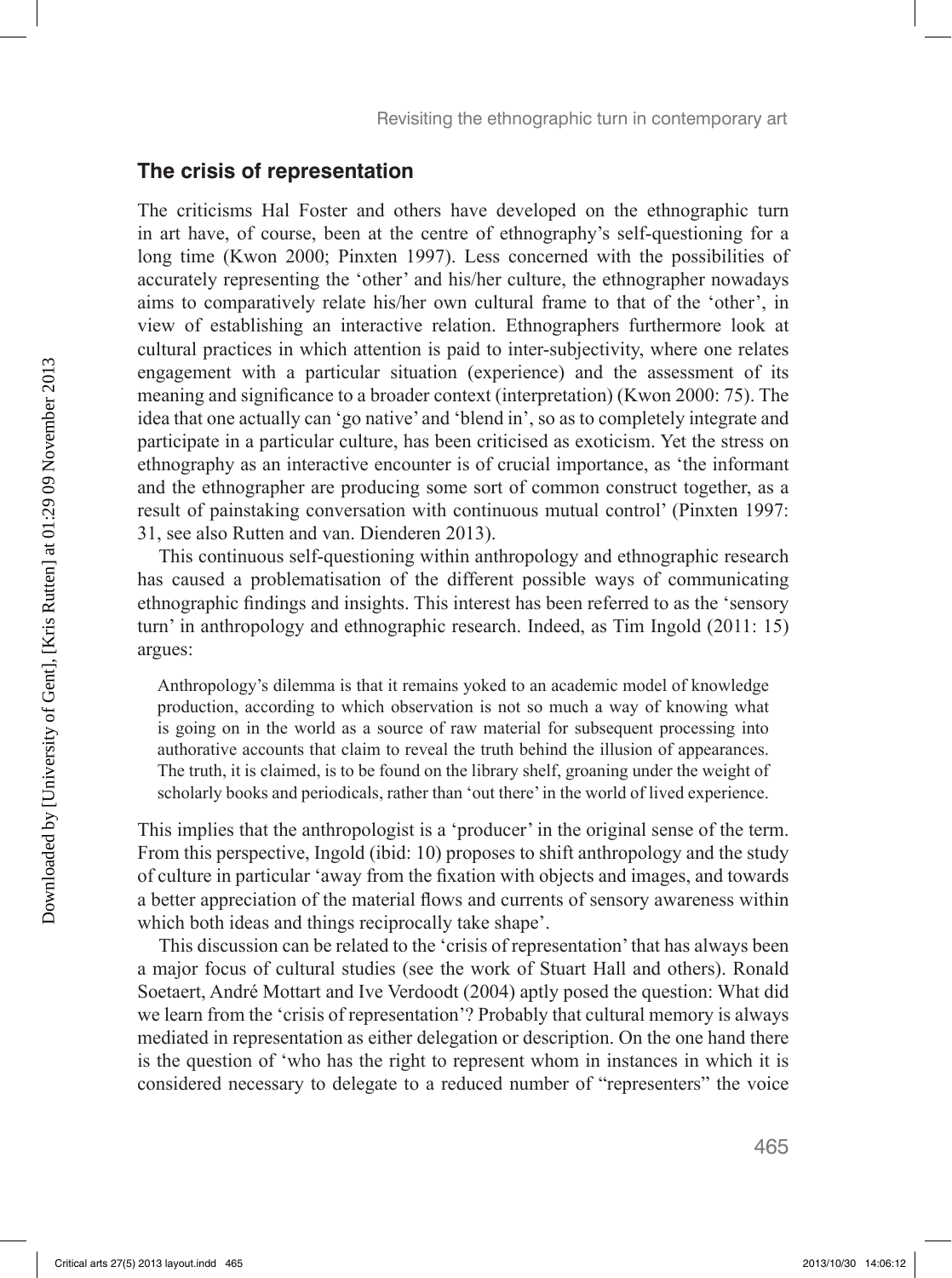## The crisis of representation

The criticisms Hal Foster and others have developed on the ethnographic turn in art have, of course, been at the centre of ethnography's self-questioning for a long time (Kwon 2000; Pinxten 1997). Less concerned with the possibilities of accurately representing the 'other' and his/her culture, the ethnographer nowadays aims to comparatively relate his/her own cultural frame to that of the 'other', in view of establishing an interactive relation. Ethnographers furthermore look at cultural practices in which attention is paid to inter-subjectivity, where one relates engagement with a particular situation (experience) and the assessment of its meaning and significance to a broader context (interpretation) (Kwon 2000: 75). The idea that one actually can 'go native' and 'blend in', so as to completely integrate and participate in a particular culture, has been criticised as exoticism. Yet the stress on ethnography as an interactive encounter is of crucial importance, as 'the informant and the ethnographer are producing some sort of common construct together, as a result of painstaking conversation with continuous mutual control' (Pinxten 1997: 31, see also Rutten and van. Dienderen 2013).

This continuous self-questioning within anthropology and ethnographic research has caused a problematisation of the different possible ways of communicating ethnographic findings and insights. This interest has been referred to as the 'sensory turn' in anthropology and ethnographic research. Indeed, as Tim Ingold (2011: 15) argues:

> Anthropology's dilemma is that it remains yoked to an academic model of knowledge production, according to which observation is not so much a way of knowing what is going on in the world as a source of raw material for subsequent processing into authorative accounts that claim to reveal the truth behind the illusion of appearances. The truth, it is claimed, is to be found on the library shelf, groaning under the weight of scholarly books and periodicals, rather than 'out there' in the world of lived experience.

This implies that the anthropologist is a 'producer' in the original sense of the term. From this perspective, Ingold (ibid: 10) proposes to shift anthropology and the study of culture in particular 'away from the fixation with objects and images, and towards a better appreciation of the material flows and currents of sensory awareness within which both ideas and things reciprocally take shape'.

This discussion can be related to the 'crisis of representation' that has always been a major focus of cultural studies (see the work of Stuart Hall and others). Ronald Soetaert, André Mottart and Ive Verdoodt (2004) aptly posed the question: What did we learn from the 'crisis of representation'? Probably that cultural memory is always mediated in representation as either delegation or description. On the one hand there is the question of 'who has the right to represent whom in instances in which it is considered necessary to delegate to a reduced number of "representers" the voice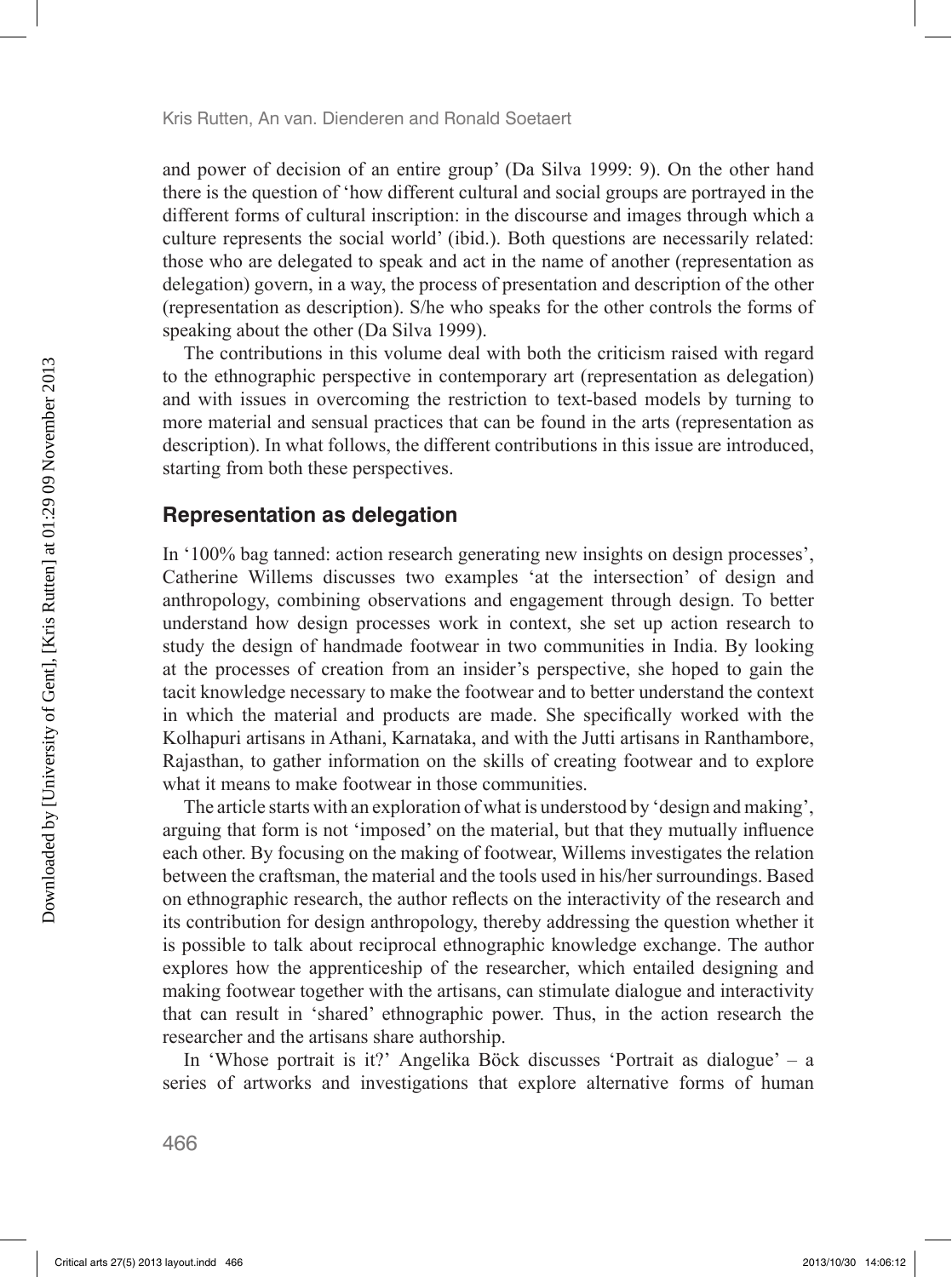and power of decision of an entire group' (Da Silva 1999: 9). On the other hand there is the question of 'how different cultural and social groups are portrayed in the different forms of cultural inscription: in the discourse and images through which a culture represents the social world' (ibid.). Both questions are necessarily related: those who are delegated to speak and act in the name of another (representation as delegation) govern, in a way, the process of presentation and description of the other (representation as description). S/he who speaks for the other controls the forms of speaking about the other (Da Silva 1999).

The contributions in this volume deal with both the criticism raised with regard to the ethnographic perspective in contemporary art (representation as delegation) and with issues in overcoming the restriction to text-based models by turning to more material and sensual practices that can be found in the arts (representation as description). In what follows, the different contributions in this issue are introduced, starting from both these perspectives.

## Representation as delegation

In '100% bag tanned: action research generating new insights on design processes', Catherine Willems discusses two examples 'at the intersection' of design and anthropology, combining observations and engagement through design. To better understand how design processes work in context, she set up action research to study the design of handmade footwear in two communities in India. By looking at the processes of creation from an insider's perspective, she hoped to gain the tacit knowledge necessary to make the footwear and to better understand the context in which the material and products are made. She specifically worked with the Kolhapuri artisans in Athani, Karnataka, and with the Jutti artisans in Ranthambore, Rajasthan, to gather information on the skills of creating footwear and to explore what it means to make footwear in those communities.

The article starts with an exploration of what is understood by 'design and making', arguing that form is not 'imposed' on the material, but that they mutually influence each other. By focusing on the making of footwear, Willems investigates the relation between the craftsman, the material and the tools used in his/her surroundings. Based on ethnographic research, the author reflects on the interactivity of the research and its contribution for design anthropology, thereby addressing the question whether it is possible to talk about reciprocal ethnographic knowledge exchange. The author explores how the apprenticeship of the researcher, which entailed designing and making footwear together with the artisans, can stimulate dialogue and interactivity that can result in 'shared' ethnographic power. Thus, in the action research the researcher and the artisans share authorship.

In 'Whose portrait is it?' Angelika Böck discusses 'Portrait as dialogue' – a series of artworks and investigations that explore alternative forms of human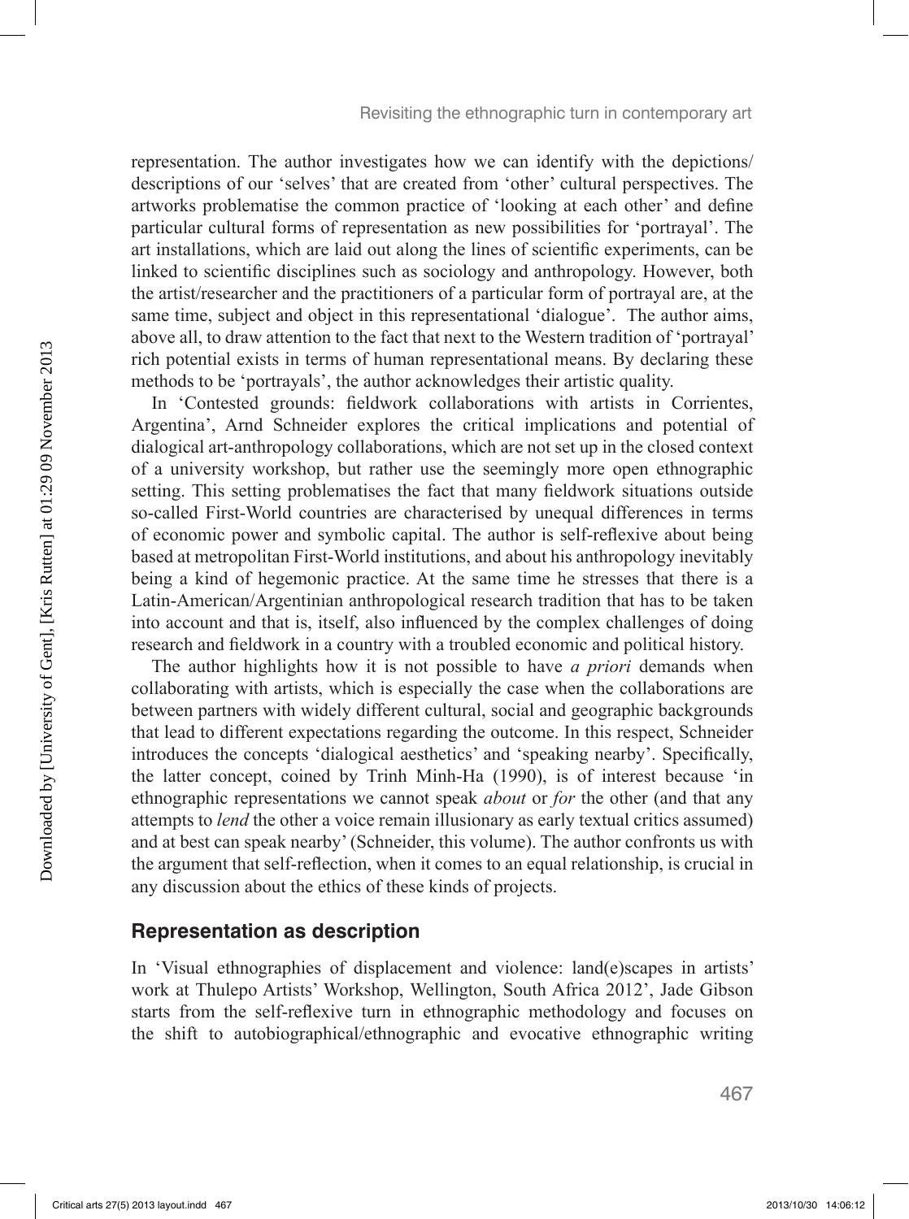representation. The author investigates how we can identify with the depictions/descriptions of our 'selves' that are created from 'other' cultural perspectives. The artworks problematise the common practice of 'looking at each other' and define particular cultural forms of representation as new possibilities for 'portrayal'. The art installations, which are laid out along the lines of scientific experiments, can be linked to scientific disciplines such as sociology and anthropology. However, both the artist/researcher and the practitioners of a particular form of portrayal are, at the same time, subject and object in this representational 'dialogue'. The author aims, above all, to draw attention to the fact that next to the Western tradition of 'portrayal' rich potential exists in terms of human representational means. By declaring these methods to be 'portrayals', the author acknowledges their artistic quality.

In 'Contested grounds: fieldwork collaborations with artists in Corrientes, Argentina', Arnd Schneider explores the critical implications and potential of dialogical art-anthropology collaborations, which are not set up in the closed context of a university workshop, but rather use the seemingly more open ethnographic setting. This setting problematises the fact that many fieldwork situations outside so-called First-World countries are characterised by unequal differences in terms of economic power and symbolic capital. The author is self-reflexive about being based at metropolitan First-World institutions, and about his anthropology inevitably being a kind of hegemonic practice. At the same time he stresses that there is a Latin-American/Argentinian anthropological research tradition that has to be taken into account and that is, itself, also influenced by the complex challenges of doing research and fieldwork in a country with a troubled economic and political history.

The author highlights how it is not possible to have *a priori* demands when collaborating with artists, which is especially the case when the collaborations are between partners with widely different cultural, social and geographic backgrounds that lead to different expectations regarding the outcome. In this respect, Schneider introduces the concepts 'dialogical aesthetics' and 'speaking nearby'. Specifically, the latter concept, coined by Trinh Minh-Ha (1990), is of interest because 'in ethnographic representations we cannot speak *about* or *for* the other (and that any attempts to *lend* the other a voice remain illusionary as early textual critics assumed) and at best can speak nearby' (Schneider, this volume). The author confronts us with the argument that self-reflection, when it comes to an equal relationship, is crucial in any discussion about the ethics of these kinds of projects.

## Representation as description

In 'Visual ethnographies of displacement and violence: land(e)scapes in artists' work at Thulepo Artists' Workshop, Wellington, South Africa 2012', Jade Gibson starts from the self-reflexive turn in ethnographic methodology and focuses on the shift to autobiographical/ethnographic and evocative ethnographic writing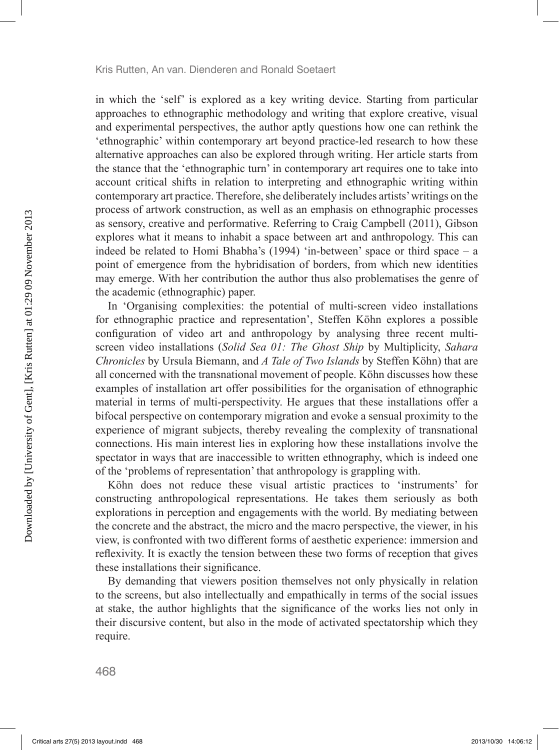in which the 'self' is explored as a key writing device. Starting from particular approaches to ethnographic methodology and writing that explore creative, visual and experimental perspectives, the author aptly questions how one can rethink the 'ethnographic' within contemporary art beyond practice-led research to how these alternative approaches can also be explored through writing. Her article starts from the stance that the 'ethnographic turn' in contemporary art requires one to take into account critical shifts in relation to interpreting and ethnographic writing within contemporary art practice. Therefore, she deliberately includes artists' writings on the process of artwork construction, as well as an emphasis on ethnographic processes as sensory, creative and performative. Referring to Craig Campbell (2011), Gibson explores what it means to inhabit a space between art and anthropology. This can indeed be related to Homi Bhabha's (1994) 'in-between' space or third space – a point of emergence from the hybridisation of borders, from which new identities may emerge. With her contribution the author thus also problematises the genre of the academic (ethnographic) paper.

In 'Organising complexities: the potential of multi-screen video installations for ethnographic practice and representation', Steffen Köhn explores a possible configuration of video art and anthropology by analysing three recent multi-screen video installations (*Solid Sea 01: The Ghost Ship* by Multiplicity, *Sahara Chronicles* by Ursula Biemann, and *A Tale of Two Islands* by Steffen Köhn) that are all concerned with the transnational movement of people. Köhn discusses how these examples of installation art offer possibilities for the organisation of ethnographic material in terms of multi-perspectivity. He argues that these installations offer a bifocal perspective on contemporary migration and evoke a sensual proximity to the experience of migrant subjects, thereby revealing the complexity of transnational connections. His main interest lies in exploring how these installations involve the spectator in ways that are inaccessible to written ethnography, which is indeed one of the 'problems of representation' that anthropology is grappling with.

Köhn does not reduce these visual artistic practices to 'instruments' for constructing anthropological representations. He takes them seriously as both explorations in perception and engagements with the world. By mediating between the concrete and the abstract, the micro and the macro perspective, the viewer, in his view, is confronted with two different forms of aesthetic experience: immersion and reflexivity. It is exactly the tension between these two forms of reception that gives these installations their significance.

By demanding that viewers position themselves not only physically in relation to the screens, but also intellectually and empathically in terms of the social issues at stake, the author highlights that the significance of the works lies not only in their discursive content, but also in the mode of activated spectatorship which they require.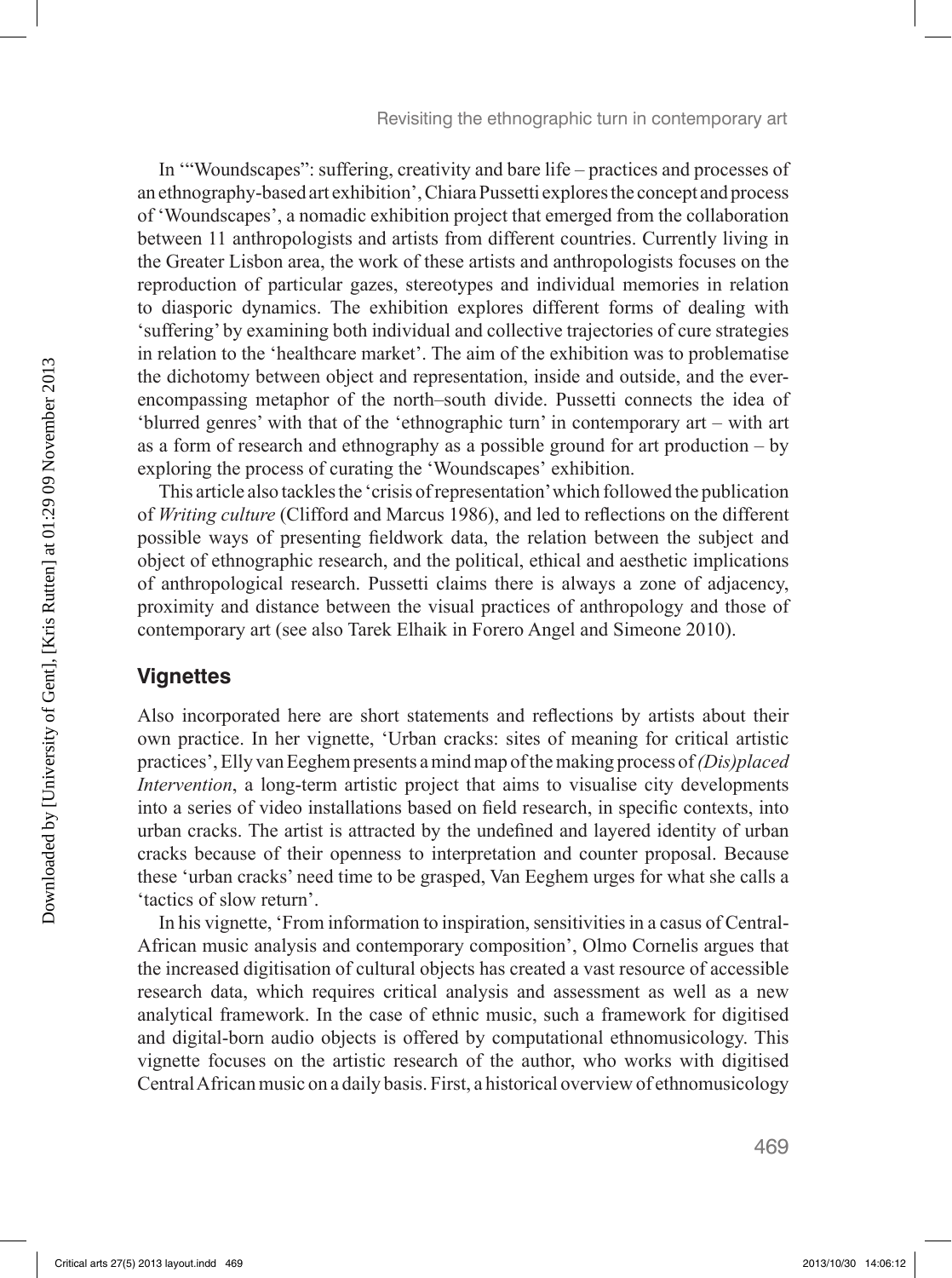In '"Woundscapes": suffering, creativity and bare life – practices and processes of an ethnography-based art exhibition', Chiara Pussetti explores the concept and process of 'Woundscapes', a nomadic exhibition project that emerged from the collaboration between 11 anthropologists and artists from different countries. Currently living in the Greater Lisbon area, the work of these artists and anthropologists focuses on the reproduction of particular gazes, stereotypes and individual memories in relation to diasporic dynamics. The exhibition explores different forms of dealing with 'suffering' by examining both individual and collective trajectories of cure strategies in relation to the 'healthcare market'. The aim of the exhibition was to problematise the dichotomy between object and representation, inside and outside, and the ever-encompassing metaphor of the north–south divide. Pussetti connects the idea of 'blurred genres' with that of the 'ethnographic turn' in contemporary art – with art as a form of research and ethnography as a possible ground for art production – by exploring the process of curating the 'Woundscapes' exhibition.

This article also tackles the 'crisis of representation' which followed the publication of *Writing culture* (Clifford and Marcus 1986), and led to reflections on the different possible ways of presenting fieldwork data, the relation between the subject and object of ethnographic research, and the political, ethical and aesthetic implications of anthropological research. Pussetti claims there is always a zone of adjacency, proximity and distance between the visual practices of anthropology and those of contemporary art (see also Tarek Elhaik in Forero Angel and Simeone 2010).

## Vignettes

Also incorporated here are short statements and reflections by artists about their own practice. In her vignette, 'Urban cracks: sites of meaning for critical artistic practices', Elly van Eeghem presents a mind map of the making process of *(Dis)placed Intervention*, a long-term artistic project that aims to visualise city developments into a series of video installations based on field research, in specific contexts, into urban cracks. The artist is attracted by the undefined and layered identity of urban cracks because of their openness to interpretation and counter proposal. Because these 'urban cracks' need time to be grasped, Van Eeghem urges for what she calls a 'tactics of slow return'.

In his vignette, 'From information to inspiration, sensitivities in a casus of Central-African music analysis and contemporary composition', Olmo Cornelis argues that the increased digitisation of cultural objects has created a vast resource of accessible research data, which requires critical analysis and assessment as well as a new analytical framework. In the case of ethnic music, such a framework for digitised and digital-born audio objects is offered by computational ethnomusicology. This vignette focuses on the artistic research of the author, who works with digitised Central African music on a daily basis. First, a historical overview of ethnomusicology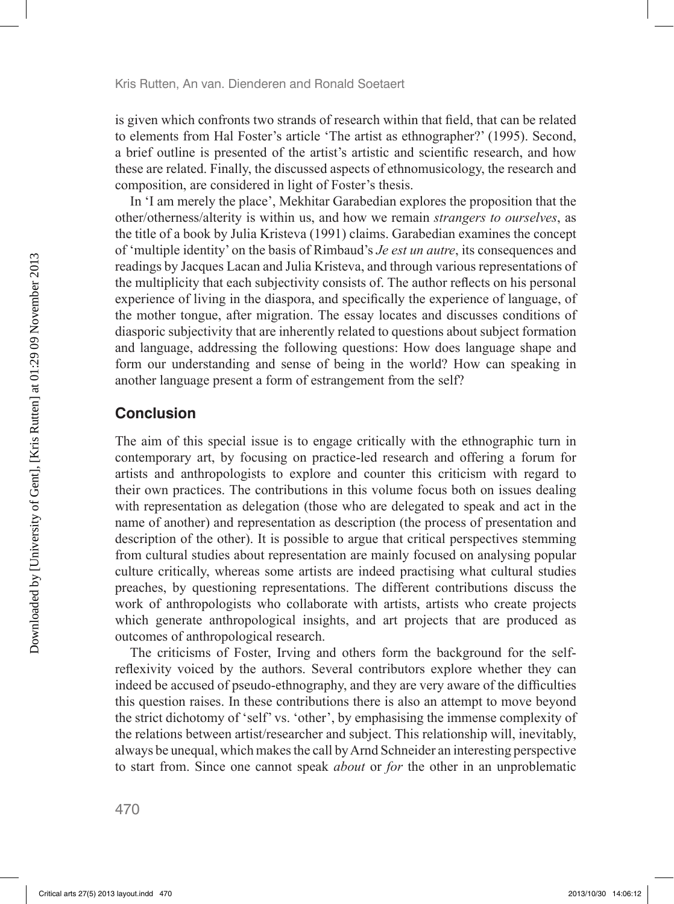is given which confronts two strands of research within that field, that can be related to elements from Hal Foster's article 'The artist as ethnographer?' (1995). Second, a brief outline is presented of the artist's artistic and scientific research, and how these are related. Finally, the discussed aspects of ethnomusicology, the research and composition, are considered in light of Foster's thesis.

In 'I am merely the place', Mekhitar Garabedian explores the proposition that the other/otherness/alterity is within us, and how we remain *strangers to ourselves*, as the title of a book by Julia Kristeva (1991) claims. Garabedian examines the concept of 'multiple identity' on the basis of Rimbaud's *Je est un autre*, its consequences and readings by Jacques Lacan and Julia Kristeva, and through various representations of the multiplicity that each subjectivity consists of. The author reflects on his personal experience of living in the diaspora, and specifically the experience of language, of the mother tongue, after migration. The essay locates and discusses conditions of diasporic subjectivity that are inherently related to questions about subject formation and language, addressing the following questions: How does language shape and form our understanding and sense of being in the world? How can speaking in another language present a form of estrangement from the self?

## Conclusion

The aim of this special issue is to engage critically with the ethnographic turn in contemporary art, by focusing on practice-led research and offering a forum for artists and anthropologists to explore and counter this criticism with regard to their own practices. The contributions in this volume focus both on issues dealing with representation as delegation (those who are delegated to speak and act in the name of another) and representation as description (the process of presentation and description of the other). It is possible to argue that critical perspectives stemming from cultural studies about representation are mainly focused on analysing popular culture critically, whereas some artists are indeed practising what cultural studies preaches, by questioning representations. The different contributions discuss the work of anthropologists who collaborate with artists, artists who create projects which generate anthropological insights, and art projects that are produced as outcomes of anthropological research.

The criticisms of Foster, Irving and others form the background for the self-reflexivity voiced by the authors. Several contributors explore whether they can indeed be accused of pseudo-ethnography, and they are very aware of the difficulties this question raises. In these contributions there is also an attempt to move beyond the strict dichotomy of 'self' vs. 'other', by emphasising the immense complexity of the relations between artist/researcher and subject. This relationship will, inevitably, always be unequal, which makes the call by Arnd Schneider an interesting perspective to start from. Since one cannot speak *about* or *for* the other in an unproblematic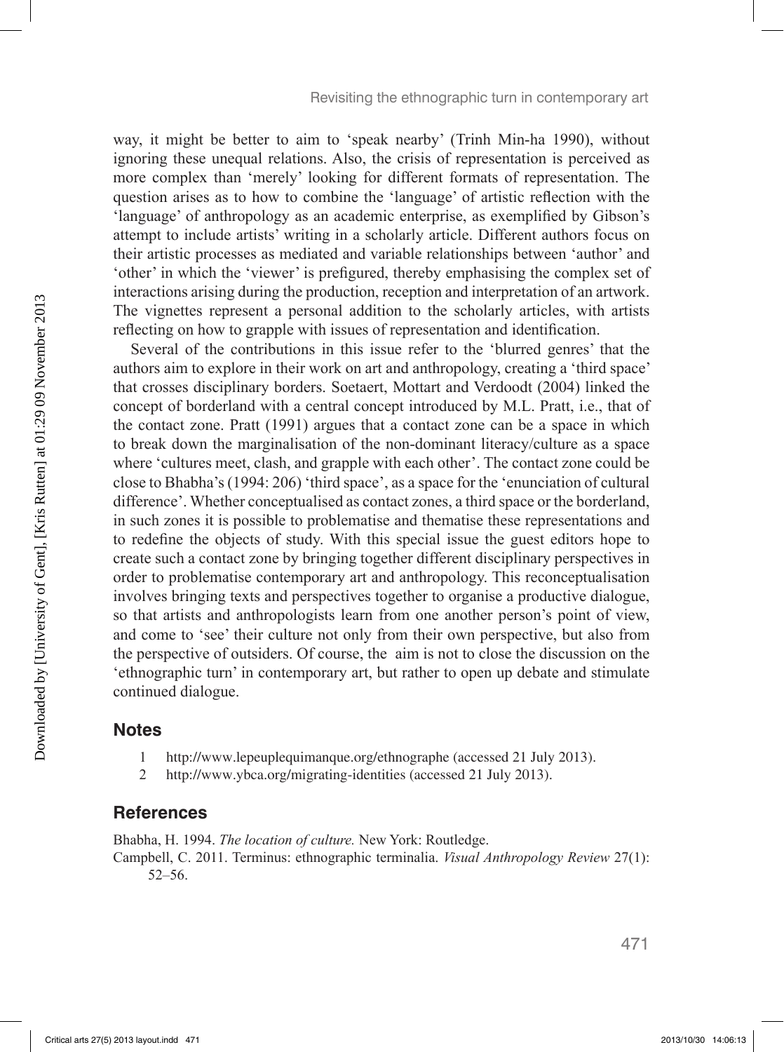way, it might be better to aim to 'speak nearby' (Trinh Min-ha 1990), without ignoring these unequal relations. Also, the crisis of representation is perceived as more complex than 'merely' looking for different formats of representation. The question arises as to how to combine the 'language' of artistic reflection with the 'language' of anthropology as an academic enterprise, as exemplified by Gibson's attempt to include artists' writing in a scholarly article. Different authors focus on their artistic processes as mediated and variable relationships between 'author' and 'other' in which the 'viewer' is prefigured, thereby emphasising the complex set of interactions arising during the production, reception and interpretation of an artwork. The vignettes represent a personal addition to the scholarly articles, with artists reflecting on how to grapple with issues of representation and identification.

Several of the contributions in this issue refer to the 'blurred genres' that the authors aim to explore in their work on art and anthropology, creating a 'third space' that crosses disciplinary borders. Soetaert, Mottart and Verdoodt (2004) linked the concept of borderland with a central concept introduced by M.L. Pratt, i.e., that of the contact zone. Pratt (1991) argues that a contact zone can be a space in which to break down the marginalisation of the non-dominant literacy/culture as a space where 'cultures meet, clash, and grapple with each other'. The contact zone could be close to Bhabha's (1994: 206) 'third space', as a space for the 'enunciation of cultural difference'. Whether conceptualised as contact zones, a third space or the borderland, in such zones it is possible to problematise and thematise these representations and to redefine the objects of study. With this special issue the guest editors hope to create such a contact zone by bringing together different disciplinary perspectives in order to problematise contemporary art and anthropology. This reconceptualisation involves bringing texts and perspectives together to organise a productive dialogue, so that artists and anthropologists learn from one another person's point of view, and come to 'see' their culture not only from their own perspective, but also from the perspective of outsiders. Of course, the aim is not to close the discussion on the 'ethnographic turn' in contemporary art, but rather to open up debate and stimulate continued dialogue.

## Notes

1. http://www.lepeuplequimanque.org/ethnographe (accessed 21 July 2013).
2. http://www.ybca.org/migrating-identities (accessed 21 July 2013).

## References

Bhabha, H. 1994. *The location of culture.* New York: Routledge.

Campbell, C. 2011. Terminus: ethnographic terminalia. *Visual Anthropology Review* 27(1): 52–56.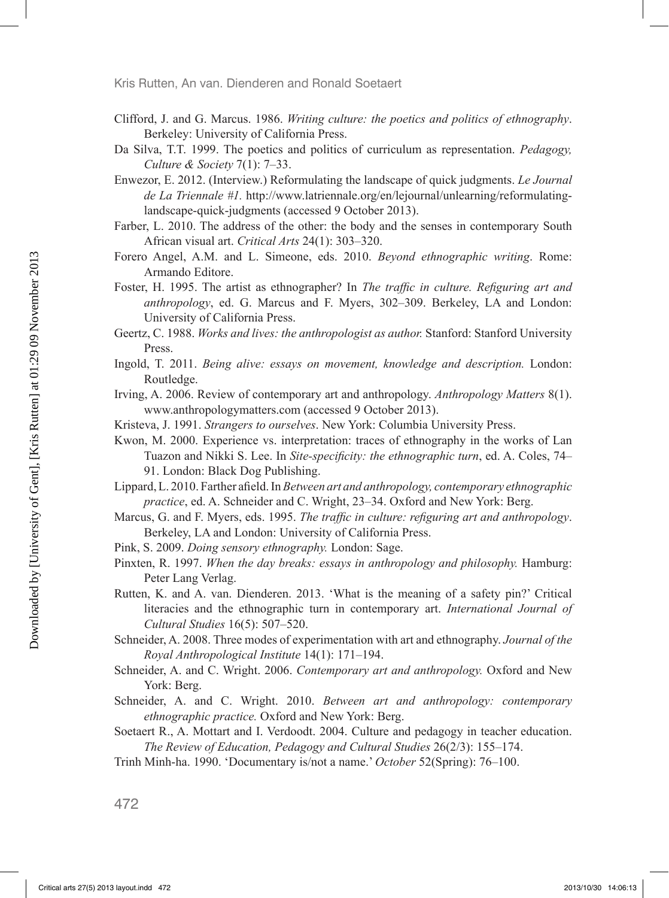Clifford, J. and G. Marcus. 1986. *Writing culture: the poetics and politics of ethnography*. Berkeley: University of California Press.

Da Silva, T.T. 1999. The poetics and politics of curriculum as representation. *Pedagogy, Culture & Society* 7(1): 7–33.

Enwezor, E. 2012. (Interview.) Reformulating the landscape of quick judgments. *Le Journal de La Triennale #1.* http://www.latriennale.org/en/lejournal/unlearning/reformulating-landscape-quick-judgments (accessed 9 October 2013).

Farber, L. 2010. The address of the other: the body and the senses in contemporary South African visual art. *Critical Arts* 24(1): 303–320.

Forero Angel, A.M. and L. Simeone, eds. 2010. *Beyond ethnographic writing*. Rome: Armando Editore.

Foster, H. 1995. The artist as ethnographer? In *The traffic in culture. Refiguring art and anthropology*, ed. G. Marcus and F. Myers, 302–309. Berkeley, LA and London: University of California Press.

Geertz, C. 1988. *Works and lives: the anthropologist as author.* Stanford: Stanford University Press.

Ingold, T. 2011. *Being alive: essays on movement, knowledge and description.* London: Routledge.

Irving, A. 2006. Review of contemporary art and anthropology. *Anthropology Matters* 8(1). www.anthropologymatters.com (accessed 9 October 2013).

Kristeva, J. 1991. *Strangers to ourselves*. New York: Columbia University Press.

Kwon, M. 2000. Experience vs. interpretation: traces of ethnography in the works of Lan Tuazon and Nikki S. Lee. In *Site-specificity: the ethnographic turn*, ed. A. Coles, 74–91. London: Black Dog Publishing.

Lippard, L. 2010. Farther afield. In *Between art and anthropology, contemporary ethnographic practice*, ed. A. Schneider and C. Wright, 23–34. Oxford and New York: Berg.

Marcus, G. and F. Myers, eds. 1995. *The traffic in culture: refiguring art and anthropology*. Berkeley, LA and London: University of California Press.

Pink, S. 2009. *Doing sensory ethnography.* London: Sage.

Pinxten, R. 1997. *When the day breaks: essays in anthropology and philosophy.* Hamburg: Peter Lang Verlag.

Rutten, K. and A. van. Dienderen. 2013. 'What is the meaning of a safety pin?' Critical literacies and the ethnographic turn in contemporary art. *International Journal of Cultural Studies* 16(5): 507–520.

Schneider, A. 2008. Three modes of experimentation with art and ethnography. *Journal of the Royal Anthropological Institute* 14(1): 171–194.

Schneider, A. and C. Wright. 2006. *Contemporary art and anthropology.* Oxford and New York: Berg.

Schneider, A. and C. Wright. 2010. *Between art and anthropology: contemporary ethnographic practice.* Oxford and New York: Berg.

Soetaert R., A. Mottart and I. Verdoodt. 2004. Culture and pedagogy in teacher education. *The Review of Education, Pedagogy and Cultural Studies* 26(2/3): 155–174.

Trinh Minh-ha. 1990. 'Documentary is/not a name.' *October* 52(Spring): 76–100.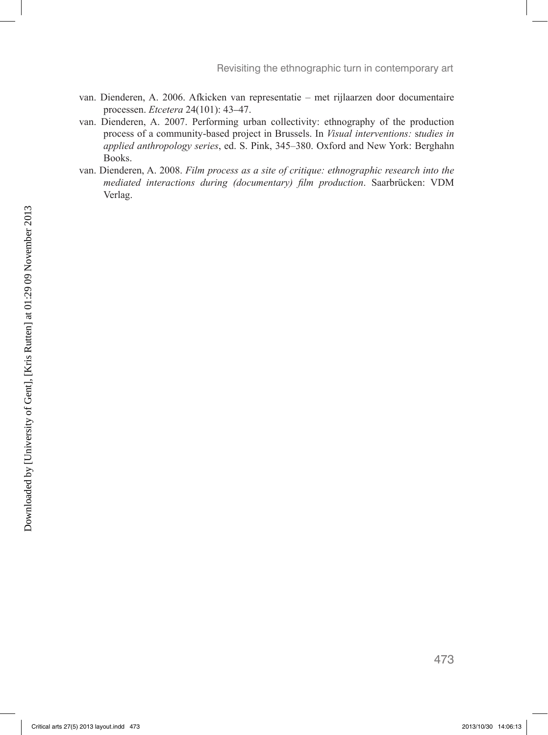van. Dienderen, A. 2006. Afkicken van representatie – met rijlaarzen door documentaire processen. *Etcetera* 24(101): 43–47.

van. Dienderen, A. 2007. Performing urban collectivity: ethnography of the production process of a community-based project in Brussels. In *Visual interventions: studies in applied anthropology series*, ed. S. Pink, 345–380. Oxford and New York: Berghahn Books.

van. Dienderen, A. 2008. *Film process as a site of critique: ethnographic research into the mediated interactions during (documentary) film production*. Saarbrücken: VDM Verlag.